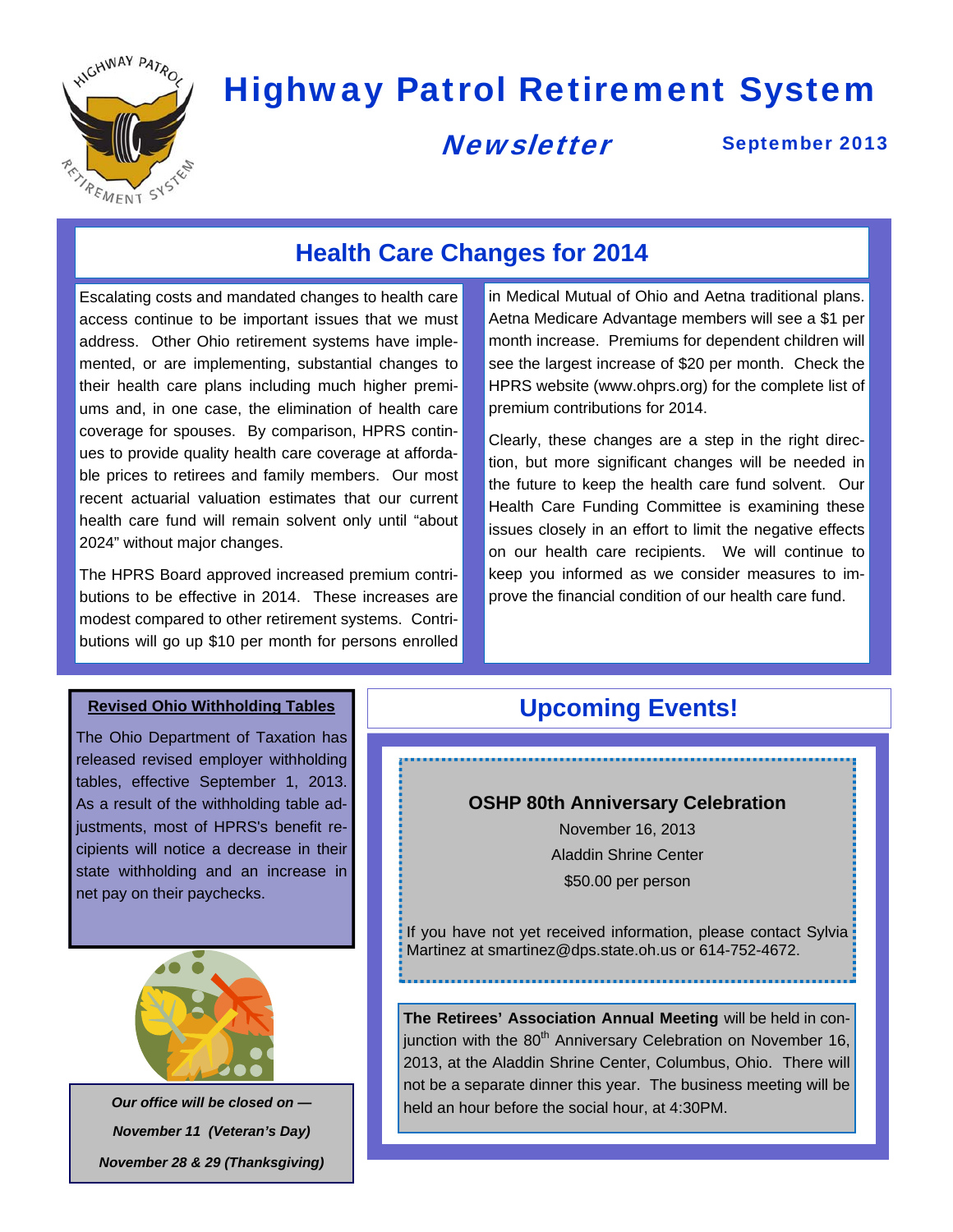# Highway Patrol Retirement System

## Newsletter

**September 2013**

## Health Care Changes for 2014

Escalating costs and mandated changes to health care access continue to be important issues that we must address. Other Ohio retirement systems have implemented, or are implementing, substantial changes to their health care plans including much higher premiums and, in one case, the elimination of health care coverage for spouses. By comparison, HPRS continues to provide quality health care coverage at affordable prices to retirees and family members. Our most recent actuarial valuation estimates that our current health care fund will remain solvent only until "about 2024" without major changes.

The HPRS Board approved increased premium contributions to be effective in 2014. These increases are modest compared to other retirement systems. Contributions will go up $10 per month for persons enrolled in Medical Mutual of Ohio and Aetna traditional plans. Aetna Medicare Advantage members will see a $1 per month increase. Premiums for dependent children will see the largest increase of $20 per month. Check the HPRS website (www.ohprs.org) for the complete list of premium contributions for 2014.

Clearly, these changes are a step in the right direction, but more significant changes will be needed in the future to keep the health care fund solvent. Our Health Care Funding Committee is examining these issues closely in an effort to limit the negative effects on our health care recipients. We will continue to keep you informed as we consider measures to improve the financial condition of our health care fund.

### Revised Ohio Withholding Tables

The Ohio Department of Taxation has released revised employer withholding tables, effective September 1, 2013. As a result of the withholding table adjustments, most of HPRS's benefit recipients will notice a decrease in their state withholding and an increase in net pay on their paychecks.

***Our office will be closed on —***

***November 11 (Veteran's Day)***

***November 28 & 29 (Thanksgiving)***

## Upcoming Events!

**OSHP 80th Anniversary Celebration**

November 16, 2013

Aladdin Shrine Center

$50.00 per person

If you have not yet received information, please contact Sylvia Martinez at smartinez@dps.state.oh.us or 614-752-4672.

**The Retirees' Association Annual Meeting** will be held in conjunction with the 80th Anniversary Celebration on November 16, 2013, at the Aladdin Shrine Center, Columbus, Ohio. There will not be a separate dinner this year. The business meeting will be held an hour before the social hour, at 4:30PM.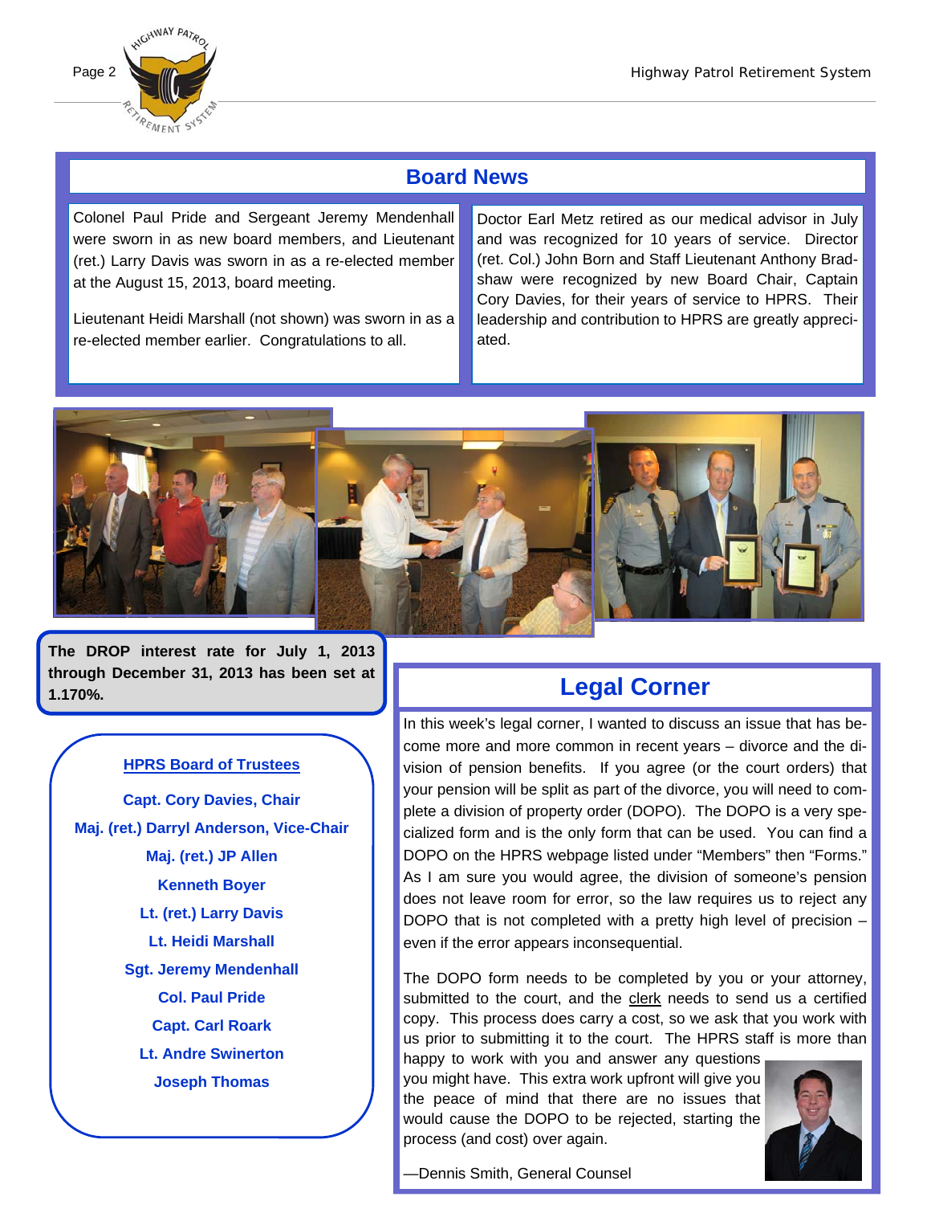## Board News

Colonel Paul Pride and Sergeant Jeremy Mendenhall were sworn in as new board members, and Lieutenant (ret.) Larry Davis was sworn in as a re-elected member at the August 15, 2013, board meeting.

Lieutenant Heidi Marshall (not shown) was sworn in as a re-elected member earlier. Congratulations to all.

Doctor Earl Metz retired as our medical advisor in July and was recognized for 10 years of service. Director (ret. Col.) John Born and Staff Lieutenant Anthony Bradshaw were recognized by new Board Chair, Captain Cory Davies, for their years of service to HPRS. Their leadership and contribution to HPRS are greatly appreciated.

**The DROP interest rate for July 1, 2013 through December 31, 2013 has been set at 1.170%.**

**HPRS Board of Trustees**

**Capt. Cory Davies, Chair**
**Maj. (ret.) Darryl Anderson, Vice-Chair**
**Maj. (ret.) JP Allen**
**Kenneth Boyer**
**Lt. (ret.) Larry Davis**
**Lt. Heidi Marshall**
**Sgt. Jeremy Mendenhall**
**Col. Paul Pride**
**Capt. Carl Roark**
**Lt. Andre Swinerton**
**Joseph Thomas**

## Legal Corner

In this week's legal corner, I wanted to discuss an issue that has become more and more common in recent years – divorce and the division of pension benefits. If you agree (or the court orders) that your pension will be split as part of the divorce, you will need to complete a division of property order (DOPO). The DOPO is a very specialized form and is the only form that can be used. You can find a DOPO on the HPRS webpage listed under "Members" then "Forms." As I am sure you would agree, the division of someone's pension does not leave room for error, so the law requires us to reject any DOPO that is not completed with a pretty high level of precision – even if the error appears inconsequential.

The DOPO form needs to be completed by you or your attorney, submitted to the court, and the clerk needs to send us a certified copy. This process does carry a cost, so we ask that you work with us prior to submitting it to the court. The HPRS staff is more than happy to work with you and answer any questions you might have. This extra work upfront will give you the peace of mind that there are no issues that would cause the DOPO to be rejected, starting the process (and cost) over again.

—Dennis Smith, General Counsel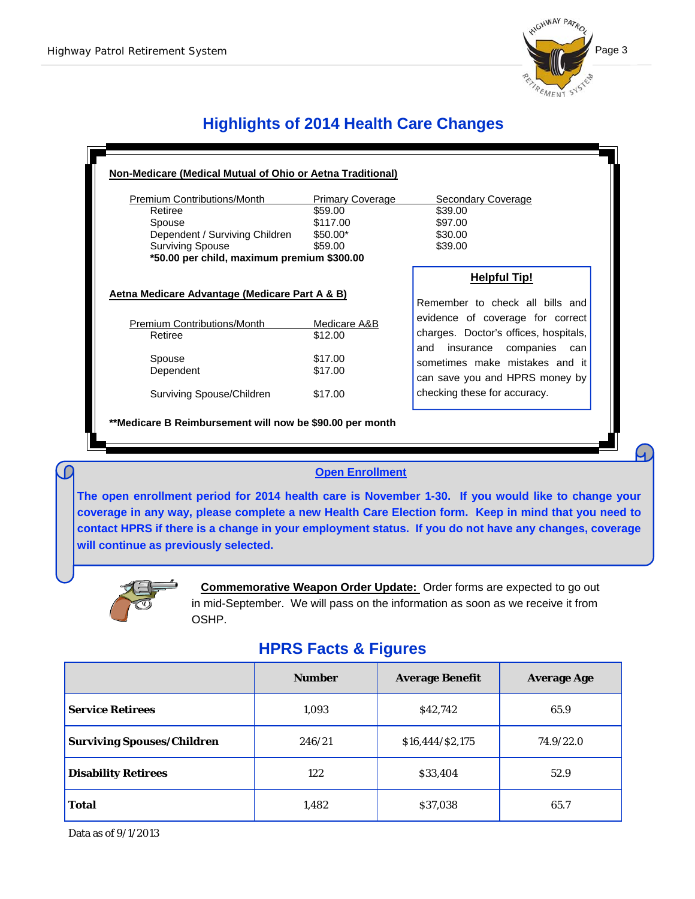# Highlights of 2014 Health Care Changes

**Non-Medicare (Medical Mutual of Ohio or Aetna Traditional)**

| Premium Contributions/Month | Primary Coverage | Secondary Coverage |
|---|---|---|
| Retiree | $59.00 | $39.00 |
| Spouse | $117.00 | $97.00 |
| Dependent / Surviving Children | $50.00* | $30.00 |
| Surviving Spouse | $59.00 | $39.00 |

**\*50.00 per child, maximum premium $300.00**

**Aetna Medicare Advantage (Medicare Part A & B)**

| Premium Contributions/Month | Medicare A&B |
|---|---|
| Retiree | $12.00 |
| Spouse | $17.00 |
| Dependent | $17.00 |
| Surviving Spouse/Children | $17.00 |

**\*\*Medicare B Reimbursement will now be $90.00 per month**

**Helpful Tip!**

Remember to check all bills and evidence of coverage for correct charges. Doctor's offices, hospitals, and insurance companies can sometimes make mistakes and it can save you and HPRS money by checking these for accuracy.

**Open Enrollment**

**The open enrollment period for 2014 health care is November 1-30. If you would like to change your coverage in any way, please complete a new Health Care Election form. Keep in mind that you need to contact HPRS if there is a change in your employment status. If you do not have any changes, coverage will continue as previously selected.**

**Commemorative Weapon Order Update:** Order forms are expected to go out in mid-September. We will pass on the information as soon as we receive it from OSHP.

## HPRS Facts & Figures

| | Number | Average Benefit | Average Age |
|---|---|---|---|
| **Service Retirees** | 1,093 | $42,742 | 65.9 |
| **Surviving Spouses/Children** | 246/21 | $16,444/$2,175 | 74.9/22.0 |
| **Disability Retirees** | 122 | $33,404 | 52.9 |
| **Total** | 1,482 | $37,038 | 65.7 |

Data as of 9/1/2013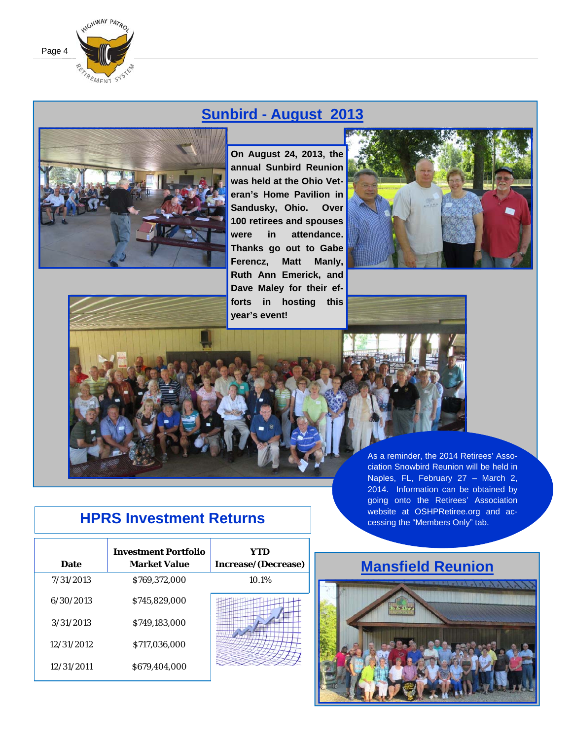## Sunbird - August 2013

**On August 24, 2013, the annual Sunbird Reunion was held at the Ohio Veteran's Home Pavilion in Sandusky, Ohio. Over 100 retirees and spouses were in attendance. Thanks go out to Gabe Ferencz, Matt Manly, Ruth Ann Emerick, and Dave Maley for their efforts in hosting this year's event!**

As a reminder, the 2014 Retirees' Association Snowbird Reunion will be held in Naples, FL, February 27 – March 2, 2014. Information can be obtained by going onto the Retirees' Association website at OSHPRetiree.org and accessing the "Members Only" tab.

## HPRS Investment Returns

| Date | Investment Portfolio Market Value | YTD Increase/(Decrease) |
|---|---|---|
| 7/31/2013 | $769,372,000 | 10.1% |
| 6/30/2013 | $745,829,000 | |
| 3/31/2013 | $749,183,000 | |
| 12/31/2012 | $717,036,000 | |
| 12/31/2011 | $679,404,000 | |

## Mansfield Reunion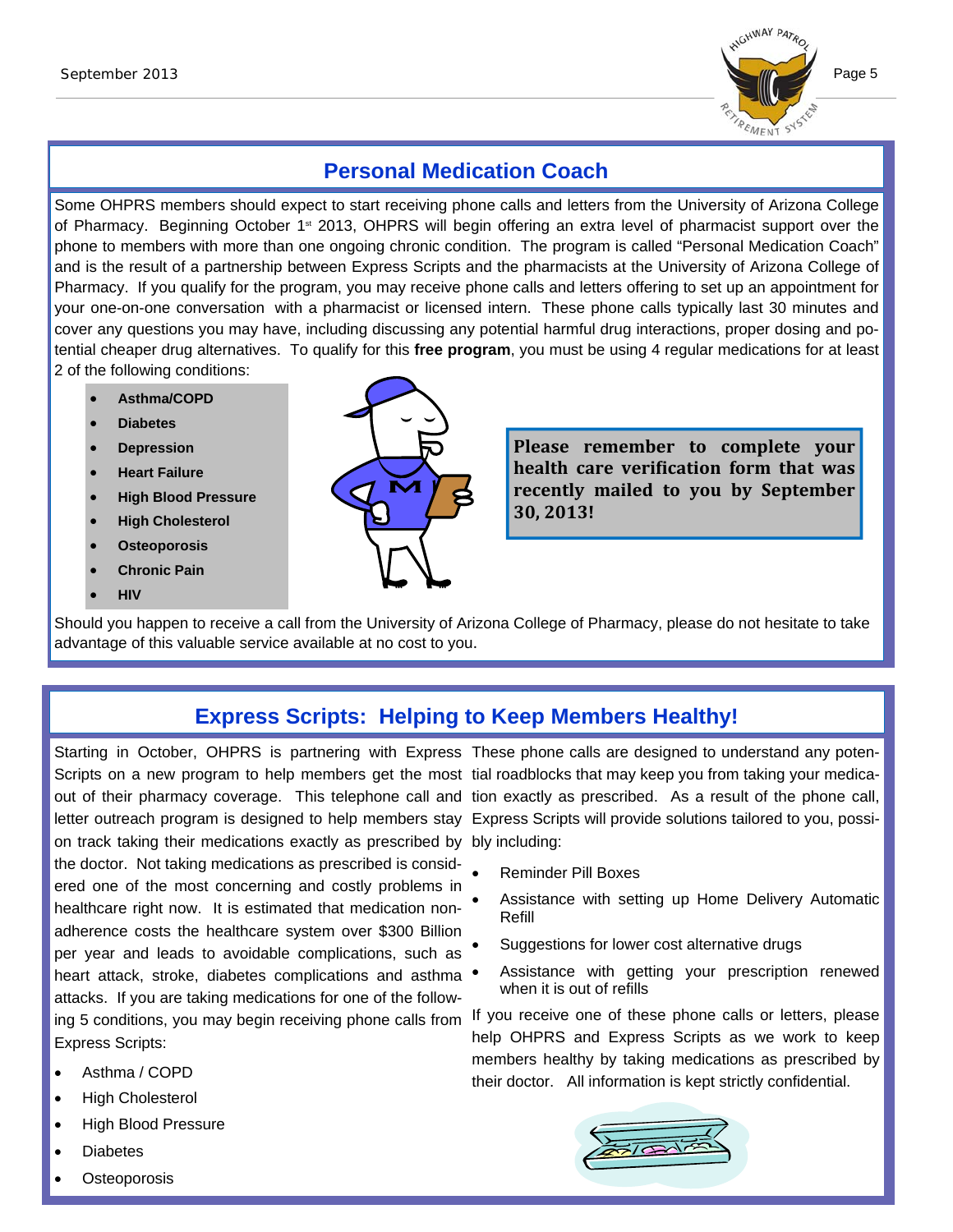## Personal Medication Coach

Some OHPRS members should expect to start receiving phone calls and letters from the University of Arizona College of Pharmacy. Beginning October 1st 2013, OHPRS will begin offering an extra level of pharmacist support over the phone to members with more than one ongoing chronic condition. The program is called "Personal Medication Coach" and is the result of a partnership between Express Scripts and the pharmacists at the University of Arizona College of Pharmacy. If you qualify for the program, you may receive phone calls and letters offering to set up an appointment for your one-on-one conversation with a pharmacist or licensed intern. These phone calls typically last 30 minutes and cover any questions you may have, including discussing any potential harmful drug interactions, proper dosing and potential cheaper drug alternatives. To qualify for this **free program**, you must be using 4 regular medications for at least 2 of the following conditions:

- **Asthma/COPD**
- **Diabetes**
- **Depression**
- **Heart Failure**
- **High Blood Pressure**
- **High Cholesterol**
- **Osteoporosis**
- **Chronic Pain**
- **HIV**

**Please remember to complete your health care verification form that was recently mailed to you by September 30, 2013!**

Should you happen to receive a call from the University of Arizona College of Pharmacy, please do not hesitate to take advantage of this valuable service available at no cost to you.

## Express Scripts: Helping to Keep Members Healthy!

Starting in October, OHPRS is partnering with Express Scripts on a new program to help members get the most out of their pharmacy coverage. This telephone call and letter outreach program is designed to help members stay on track taking their medications exactly as prescribed by the doctor. Not taking medications as prescribed is considered one of the most concerning and costly problems in healthcare right now. It is estimated that medication non-adherence costs the healthcare system over $300 Billion per year and leads to avoidable complications, such as heart attack, stroke, diabetes complications and asthma attacks. If you are taking medications for one of the following 5 conditions, you may begin receiving phone calls from Express Scripts:

- Asthma / COPD
- High Cholesterol
- High Blood Pressure
- Diabetes
- Osteoporosis

These phone calls are designed to understand any potential roadblocks that may keep you from taking your medication exactly as prescribed. As a result of the phone call, Express Scripts will provide solutions tailored to you, possibly including:

- Reminder Pill Boxes
- Assistance with setting up Home Delivery Automatic Refill
- Suggestions for lower cost alternative drugs
- Assistance with getting your prescription renewed when it is out of refills

If you receive one of these phone calls or letters, please help OHPRS and Express Scripts as we work to keep members healthy by taking medications as prescribed by their doctor. All information is kept strictly confidential.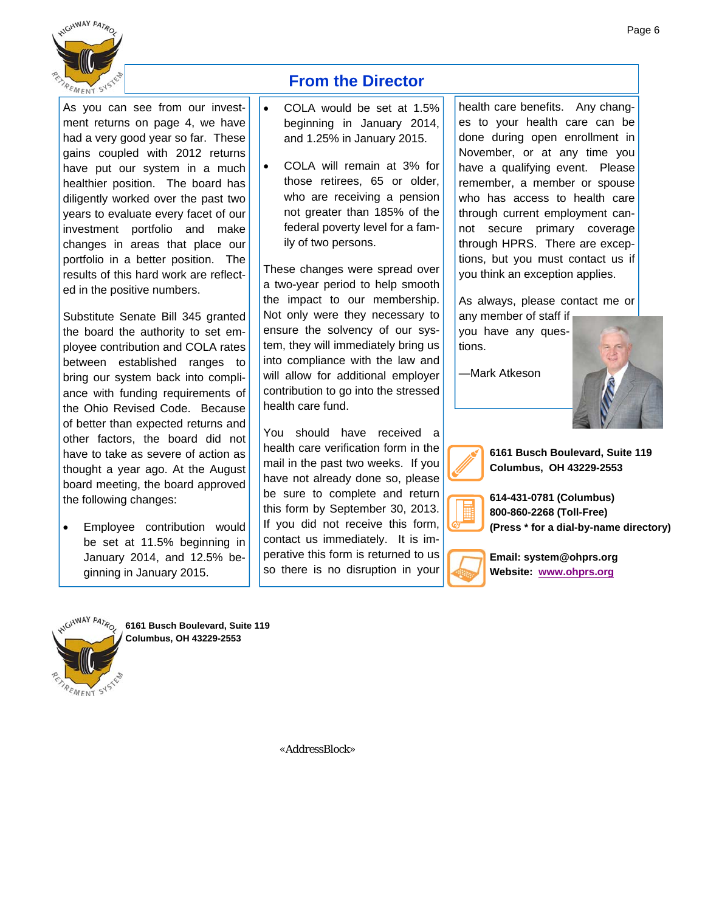## From the Director

As you can see from our investment returns on page 4, we have had a very good year so far. These gains coupled with 2012 returns have put our system in a much healthier position. The board has diligently worked over the past two years to evaluate every facet of our investment portfolio and make changes in areas that place our portfolio in a better position. The results of this hard work are reflected in the positive numbers.

Substitute Senate Bill 345 granted the board the authority to set employee contribution and COLA rates between established ranges to bring our system back into compliance with funding requirements of the Ohio Revised Code. Because of better than expected returns and other factors, the board did not have to take as severe of action as thought a year ago. At the August board meeting, the board approved the following changes:

- Employee contribution would be set at 11.5% beginning in January 2014, and 12.5% beginning in January 2015.
- COLA would be set at 1.5% beginning in January 2014, and 1.25% in January 2015.
- COLA will remain at 3% for those retirees, 65 or older, who are receiving a pension not greater than 185% of the federal poverty level for a family of two persons.

These changes were spread over a two-year period to help smooth the impact to our membership. Not only were they necessary to ensure the solvency of our system, they will immediately bring us into compliance with the law and will allow for additional employer contribution to go into the stressed health care fund.

You should have received a health care verification form in the mail in the past two weeks. If you have not already done so, please be sure to complete and return this form by September 30, 2013. If you did not receive this form, contact us immediately. It is imperative this form is returned to us so there is no disruption in your health care benefits. Any changes to your health care can be done during open enrollment in November, or at any time you have a qualifying event. Please remember, a member or spouse who has access to health care through current employment cannot secure primary coverage through HPRS. There are exceptions, but you must contact us if you think an exception applies.

As always, please contact me or any member of staff if you have any questions.

—Mark Atkeson

**6161 Busch Boulevard, Suite 119**
**Columbus, OH 43229-2553**

**614-431-0781 (Columbus)**
**800-860-2268 (Toll-Free)**
**(Press * for a dial-by-name directory)**

**Email: system@ohprs.org**
**Website: www.ohprs.org**

**6161 Busch Boulevard, Suite 119**
**Columbus, OH 43229-2553**

«AddressBlock»